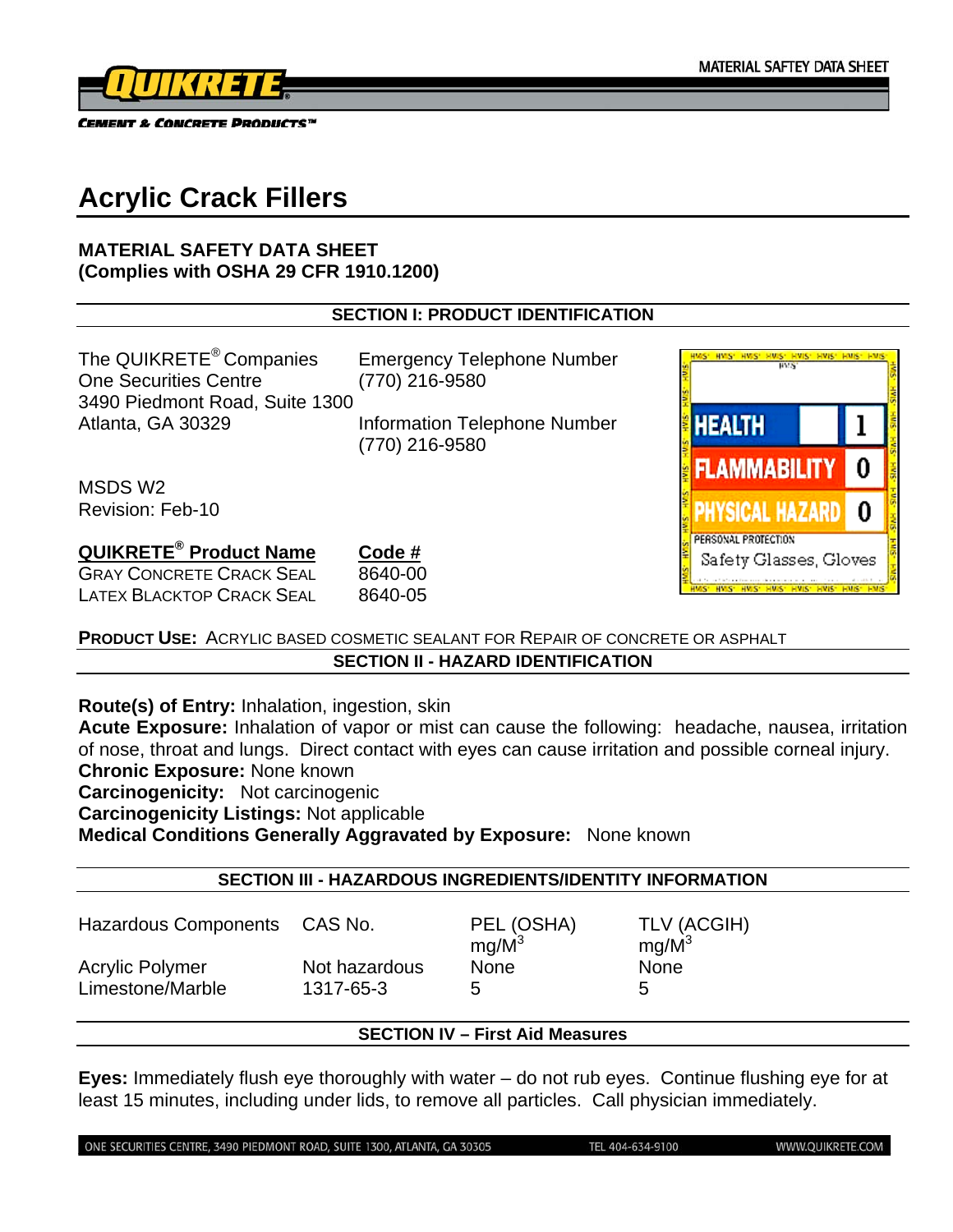MATERIAL SAFTEY DATA SHEET

QUIKRETE®

CEMENT & CONCRETE PRODUCTS™

# Acrylic Crack Fillers

**MATERIAL SAFETY DATA SHEET**
**(Complies with OSHA 29 CFR 1910.1200)**

## SECTION I: PRODUCT IDENTIFICATION

The QUIKRETE® Companies
One Securities Centre
3490 Piedmont Road, Suite 1300
Atlanta, GA 30329

Emergency Telephone Number
(770) 216-9580

Information Telephone Number
(770) 216-9580

MSDS W2
Revision: Feb-10

| HMIS | |
|---|---|
| HEALTH | 1 |
| FLAMMABILITY | 0 |
| PHYSICAL HAZARD | 0 |
| PERSONAL PROTECTION | Safety Glasses, Gloves |

| QUIKRETE® Product Name | Code # |
|---|---|
| GRAY CONCRETE CRACK SEAL | 8640-00 |
| LATEX BLACKTOP CRACK SEAL | 8640-05 |

**PRODUCT USE:** ACRYLIC BASED COSMETIC SEALANT FOR REPAIR OF CONCRETE OR ASPHALT

## SECTION II - HAZARD IDENTIFICATION

**Route(s) of Entry:** Inhalation, ingestion, skin
**Acute Exposure:** Inhalation of vapor or mist can cause the following: headache, nausea, irritation of nose, throat and lungs. Direct contact with eyes can cause irritation and possible corneal injury.
**Chronic Exposure:** None known
**Carcinogenicity:** Not carcinogenic
**Carcinogenicity Listings:** Not applicable
**Medical Conditions Generally Aggravated by Exposure:** None known

## SECTION III - HAZARDOUS INGREDIENTS/IDENTITY INFORMATION

| Hazardous Components | CAS No. | PEL (OSHA) mg/M$^3$ | TLV (ACGIH) mg/M$^3$ |
|---|---|---|---|
| Acrylic Polymer | Not hazardous | None | None |
| Limestone/Marble | 1317-65-3 | 5 | 5 |

## SECTION IV – First Aid Measures

**Eyes:** Immediately flush eye thoroughly with water – do not rub eyes. Continue flushing eye for at least 15 minutes, including under lids, to remove all particles. Call physician immediately.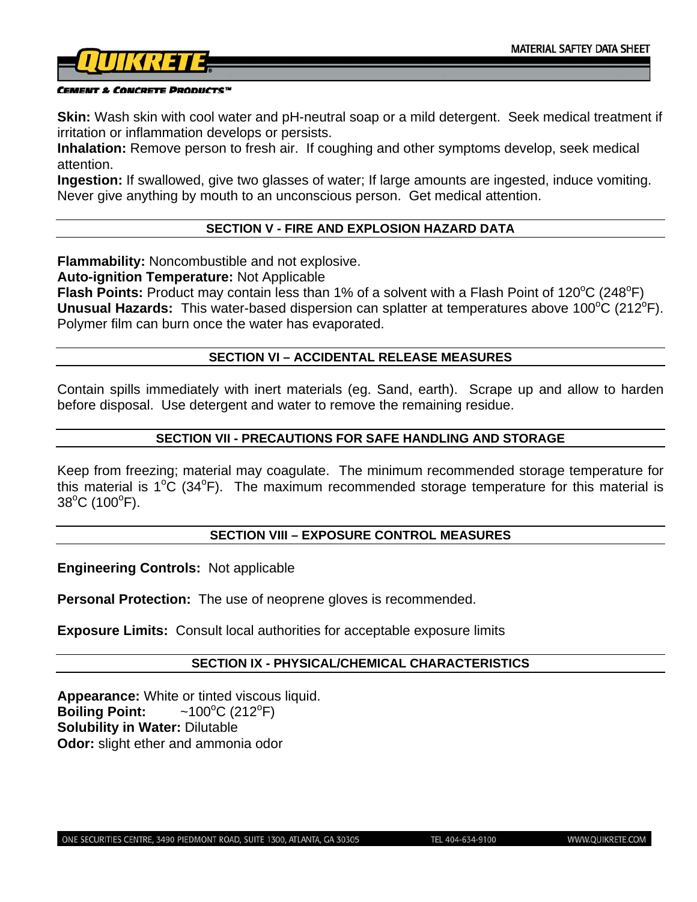**Skin:** Wash skin with cool water and pH-neutral soap or a mild detergent. Seek medical treatment if irritation or inflammation develops or persists.
**Inhalation:** Remove person to fresh air. If coughing and other symptoms develop, seek medical attention.
**Ingestion:** If swallowed, give two glasses of water; If large amounts are ingested, induce vomiting. Never give anything by mouth to an unconscious person. Get medical attention.

## SECTION V - FIRE AND EXPLOSION HAZARD DATA

**Flammability:** Noncombustible and not explosive.
**Auto-ignition Temperature:** Not Applicable
**Flash Points:** Product may contain less than 1% of a solvent with a Flash Point of 120°C (248°F)
**Unusual Hazards:** This water-based dispersion can splatter at temperatures above 100°C (212°F). Polymer film can burn once the water has evaporated.

## SECTION VI – ACCIDENTAL RELEASE MEASURES

Contain spills immediately with inert materials (eg. Sand, earth). Scrape up and allow to harden before disposal. Use detergent and water to remove the remaining residue.

## SECTION VII - PRECAUTIONS FOR SAFE HANDLING AND STORAGE

Keep from freezing; material may coagulate. The minimum recommended storage temperature for this material is 1°C (34°F). The maximum recommended storage temperature for this material is 38°C (100°F).

## SECTION VIII – EXPOSURE CONTROL MEASURES

**Engineering Controls:** Not applicable

**Personal Protection:** The use of neoprene gloves is recommended.

**Exposure Limits:** Consult local authorities for acceptable exposure limits

## SECTION IX - PHYSICAL/CHEMICAL CHARACTERISTICS

**Appearance:** White or tinted viscous liquid.
**Boiling Point:** ~100°C (212°F)
**Solubility in Water:** Dilutable
**Odor:** slight ether and ammonia odor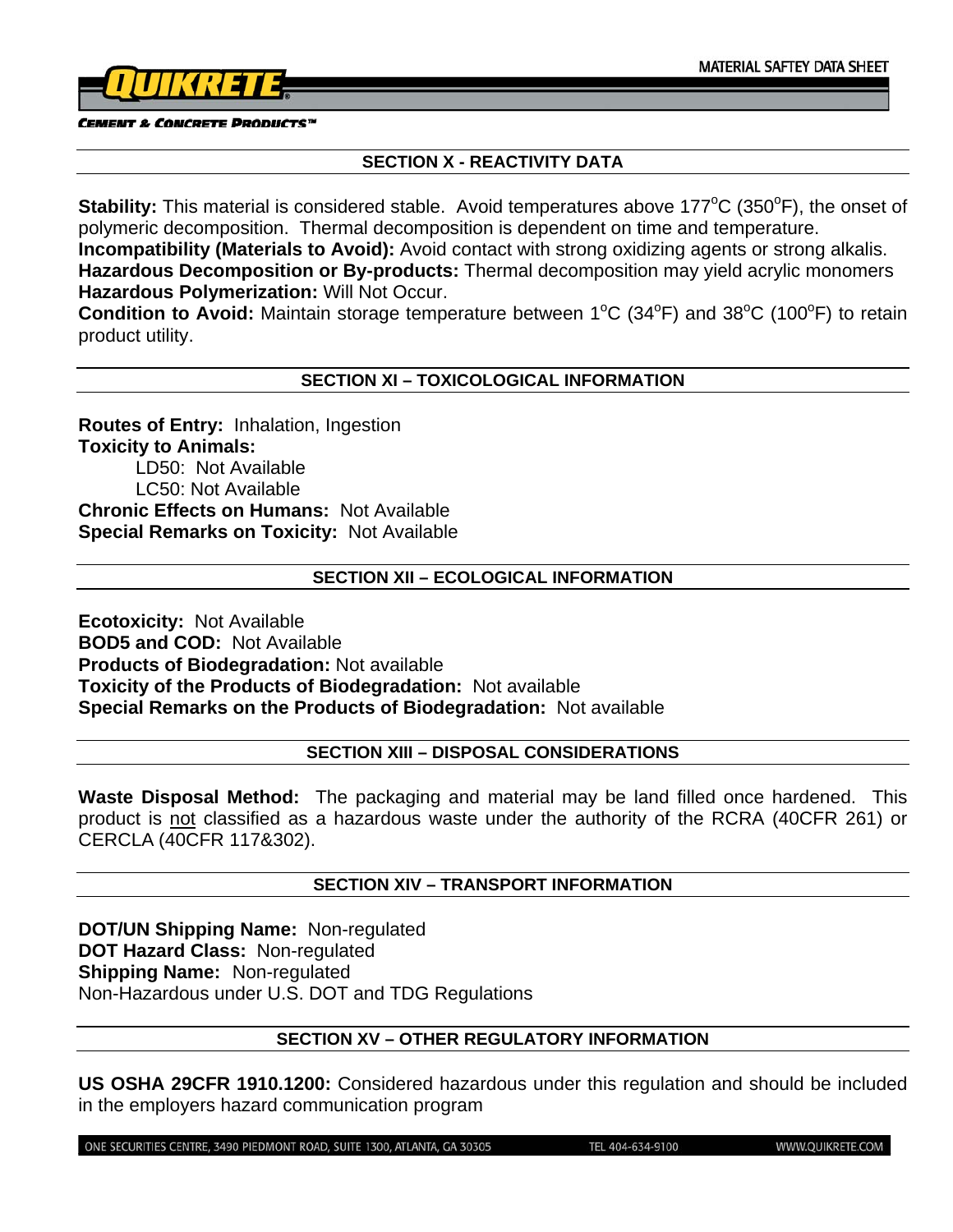## SECTION X - REACTIVITY DATA

**Stability:** This material is considered stable. Avoid temperatures above 177°C (350°F), the onset of polymeric decomposition. Thermal decomposition is dependent on time and temperature.
**Incompatibility (Materials to Avoid):** Avoid contact with strong oxidizing agents or strong alkalis.
**Hazardous Decomposition or By-products:** Thermal decomposition may yield acrylic monomers
**Hazardous Polymerization:** Will Not Occur.
**Condition to Avoid:** Maintain storage temperature between 1°C (34°F) and 38°C (100°F) to retain product utility.

## SECTION XI – TOXICOLOGICAL INFORMATION

**Routes of Entry:** Inhalation, Ingestion
**Toxicity to Animals:**
LD50: Not Available
LC50: Not Available
**Chronic Effects on Humans:** Not Available
**Special Remarks on Toxicity:** Not Available

## SECTION XII – ECOLOGICAL INFORMATION

**Ecotoxicity:** Not Available
**BOD5 and COD:** Not Available
**Products of Biodegradation:** Not available
**Toxicity of the Products of Biodegradation:** Not available
**Special Remarks on the Products of Biodegradation:** Not available

## SECTION XIII – DISPOSAL CONSIDERATIONS

**Waste Disposal Method:** The packaging and material may be land filled once hardened. This product is not classified as a hazardous waste under the authority of the RCRA (40CFR 261) or CERCLA (40CFR 117&302).

## SECTION XIV – TRANSPORT INFORMATION

**DOT/UN Shipping Name:** Non-regulated
**DOT Hazard Class:** Non-regulated
**Shipping Name:** Non-regulated
Non-Hazardous under U.S. DOT and TDG Regulations

## SECTION XV – OTHER REGULATORY INFORMATION

**US OSHA 29CFR 1910.1200:** Considered hazardous under this regulation and should be included in the employers hazard communication program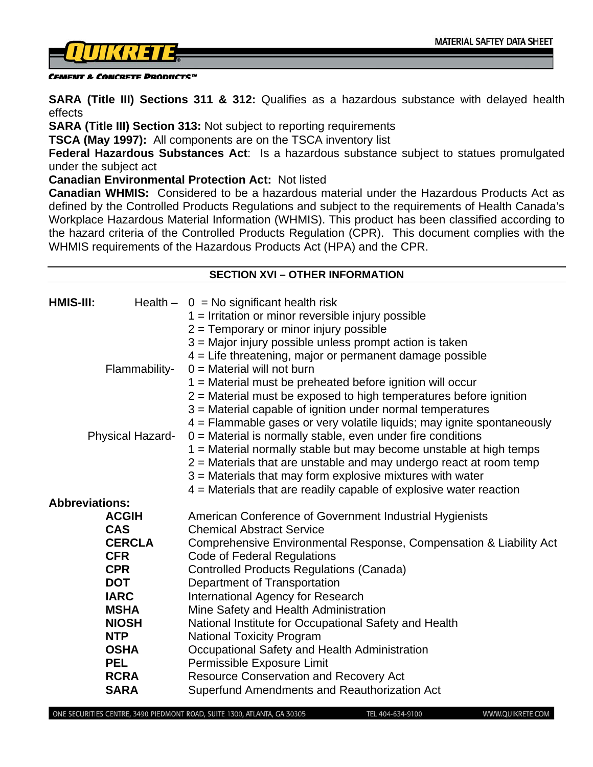**SARA (Title III) Sections 311 & 312:** Qualifies as a hazardous substance with delayed health effects

**SARA (Title III) Section 313:** Not subject to reporting requirements

**TSCA (May 1997):** All components are on the TSCA inventory list

**Federal Hazardous Substances Act**: Is a hazardous substance subject to statues promulgated under the subject act

**Canadian Environmental Protection Act:** Not listed

**Canadian WHMIS:** Considered to be a hazardous material under the Hazardous Products Act as defined by the Controlled Products Regulations and subject to the requirements of Health Canada's Workplace Hazardous Material Information (WHMIS). This product has been classified according to the hazard criteria of the Controlled Products Regulation (CPR). This document complies with the WHMIS requirements of the Hazardous Products Act (HPA) and the CPR.

## SECTION XVI – OTHER INFORMATION

**HMIS-III:**

Health –
- 0 = No significant health risk
- 1 = Irritation or minor reversible injury possible
- 2 = Temporary or minor injury possible
- 3 = Major injury possible unless prompt action is taken
- 4 = Life threatening, major or permanent damage possible

Flammability-
- 0 = Material will not burn
- 1 = Material must be preheated before ignition will occur
- 2 = Material must be exposed to high temperatures before ignition
- 3 = Material capable of ignition under normal temperatures
- 4 = Flammable gases or very volatile liquids; may ignite spontaneously

Physical Hazard-
- 0 = Material is normally stable, even under fire conditions
- 1 = Material normally stable but may become unstable at high temps
- 2 = Materials that are unstable and may undergo react at room temp
- 3 = Materials that may form explosive mixtures with water
- 4 = Materials that are readily capable of explosive water reaction

**Abbreviations:**

| | |
|---|---|
| **ACGIH** | American Conference of Government Industrial Hygienists |
| **CAS** | Chemical Abstract Service |
| **CERCLA** | Comprehensive Environmental Response, Compensation & Liability Act |
| **CFR** | Code of Federal Regulations |
| **CPR** | Controlled Products Regulations (Canada) |
| **DOT** | Department of Transportation |
| **IARC** | International Agency for Research |
| **MSHA** | Mine Safety and Health Administration |
| **NIOSH** | National Institute for Occupational Safety and Health |
| **NTP** | National Toxicity Program |
| **OSHA** | Occupational Safety and Health Administration |
| **PEL** | Permissible Exposure Limit |
| **RCRA** | Resource Conservation and Recovery Act |
| **SARA** | Superfund Amendments and Reauthorization Act |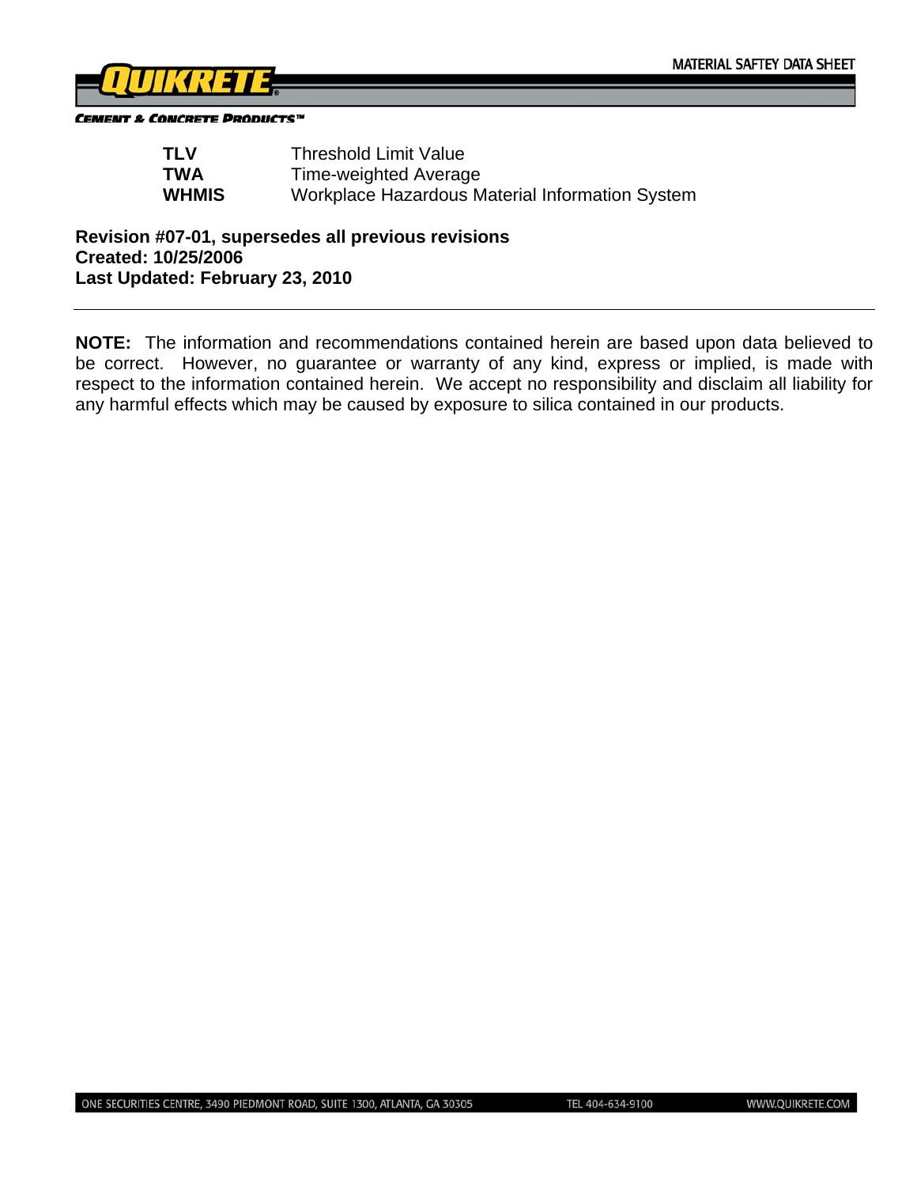| | |
|---|---|
| **TLV** | Threshold Limit Value |
| **TWA** | Time-weighted Average |
| **WHMIS** | Workplace Hazardous Material Information System |

**Revision #07-01, supersedes all previous revisions**
**Created: 10/25/2006**
**Last Updated: February 23, 2010**

---

**NOTE:** The information and recommendations contained herein are based upon data believed to be correct. However, no guarantee or warranty of any kind, express or implied, is made with respect to the information contained herein. We accept no responsibility and disclaim all liability for any harmful effects which may be caused by exposure to silica contained in our products.